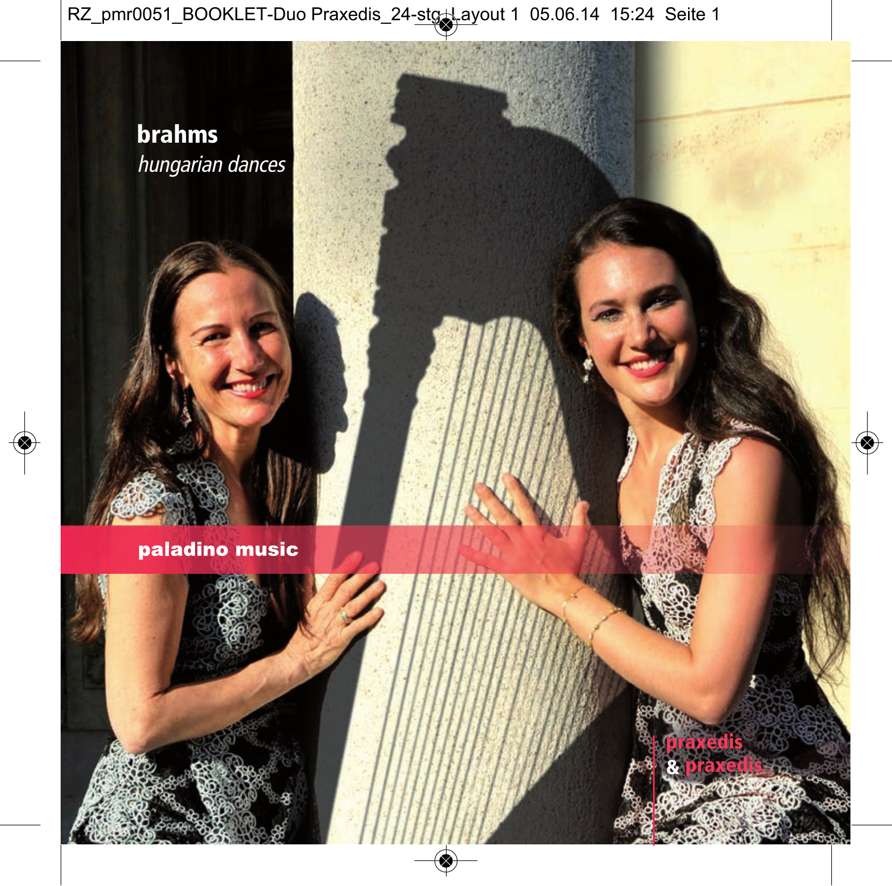**brahms**

*hungarian dances*

**paladino music**

praxedis
& praxedis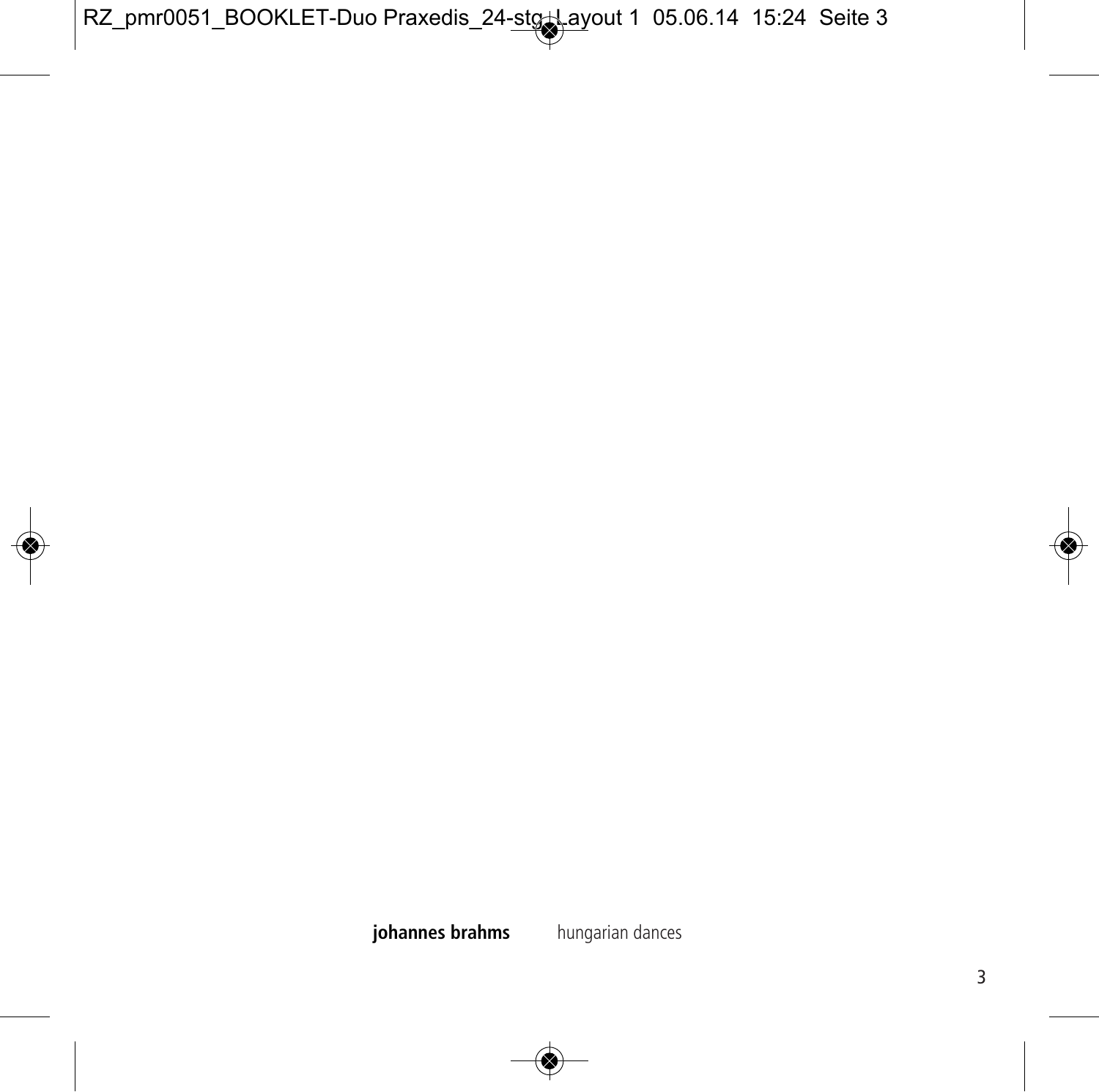**johannes brahms** hungarian dances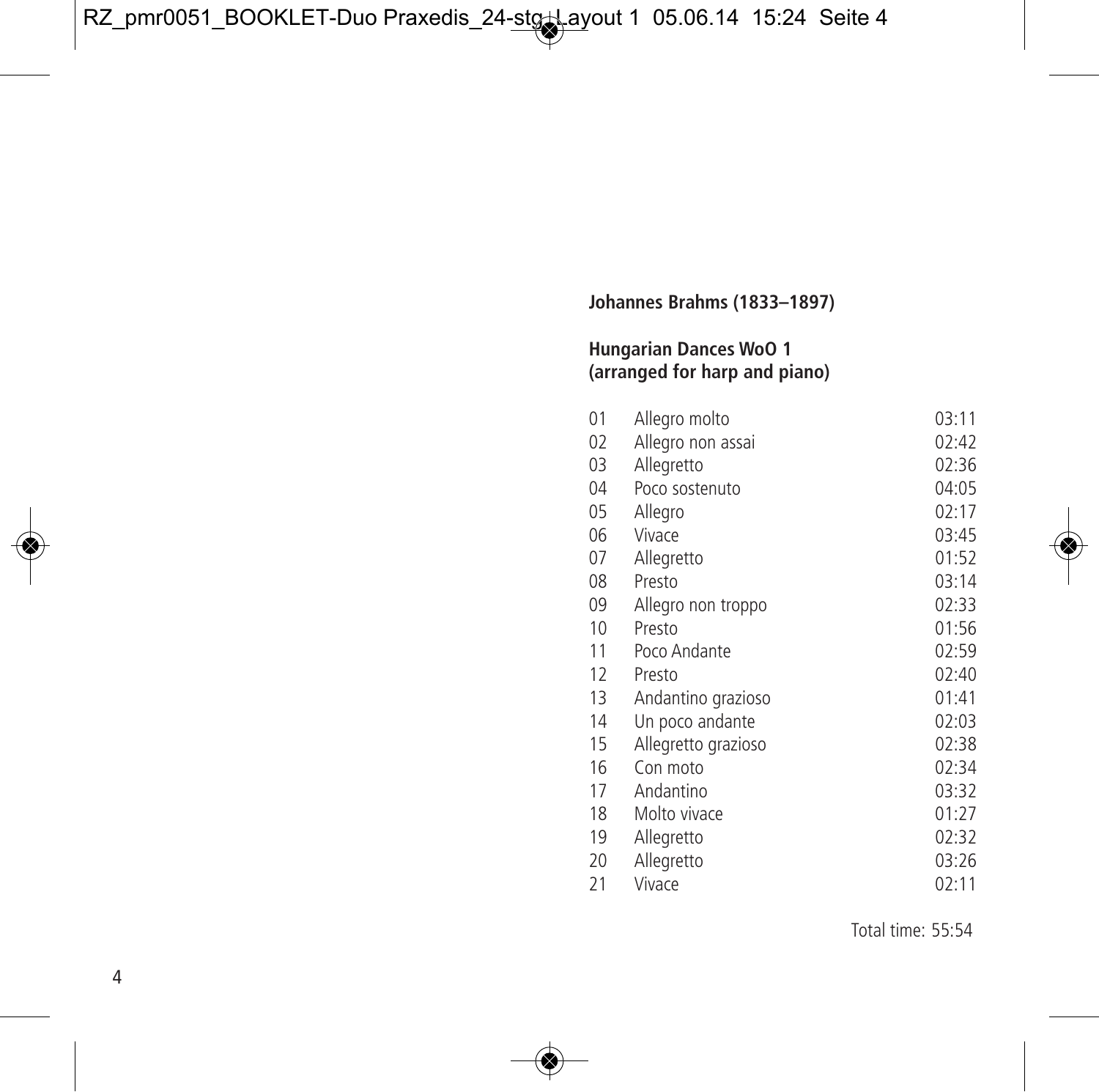**Johannes Brahms (1833–1897)**

**Hungarian Dances WoO 1**
**(arranged for harp and piano)**

| | | |
|---|---|---|
| 01 | Allegro molto | 03:11 |
| 02 | Allegro non assai | 02:42 |
| 03 | Allegretto | 02:36 |
| 04 | Poco sostenuto | 04:05 |
| 05 | Allegro | 02:17 |
| 06 | Vivace | 03:45 |
| 07 | Allegretto | 01:52 |
| 08 | Presto | 03:14 |
| 09 | Allegro non troppo | 02:33 |
| 10 | Presto | 01:56 |
| 11 | Poco Andante | 02:59 |
| 12 | Presto | 02:40 |
| 13 | Andantino grazioso | 01:41 |
| 14 | Un poco andante | 02:03 |
| 15 | Allegretto grazioso | 02:38 |
| 16 | Con moto | 02:34 |
| 17 | Andantino | 03:32 |
| 18 | Molto vivace | 01:27 |
| 19 | Allegretto | 02:32 |
| 20 | Allegretto | 03:26 |
| 21 | Vivace | 02:11 |

Total time: 55:54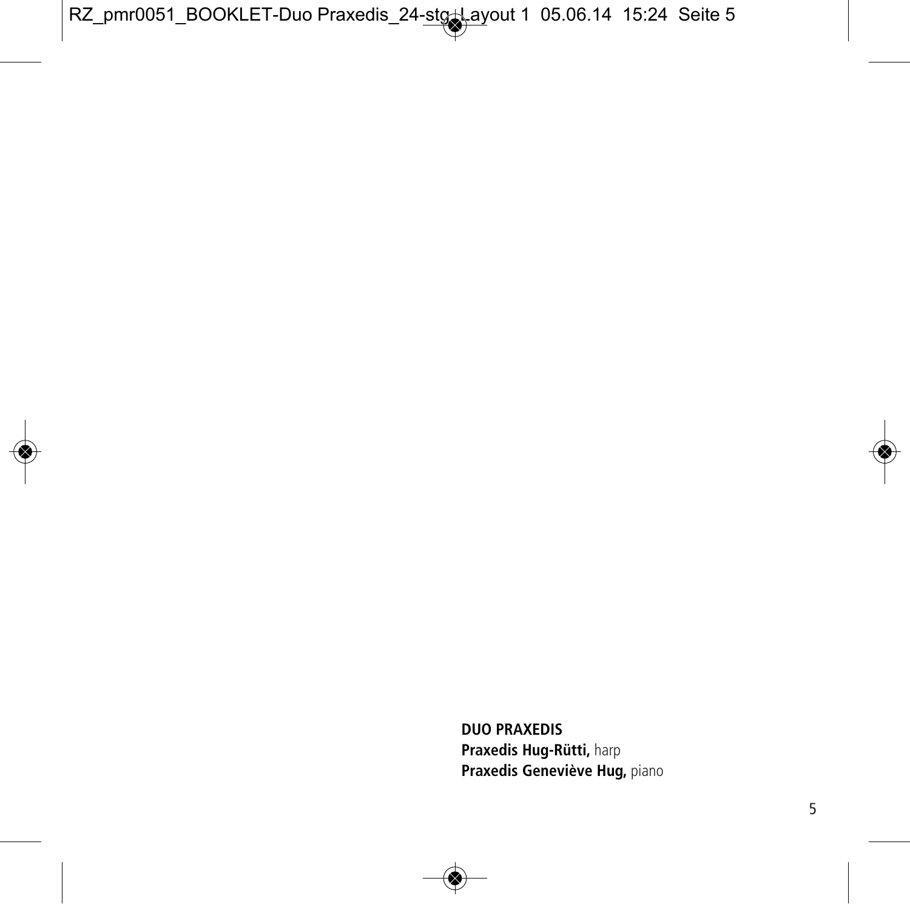**DUO PRAXEDIS**
**Praxedis Hug-Rütti,** harp
**Praxedis Geneviève Hug,** piano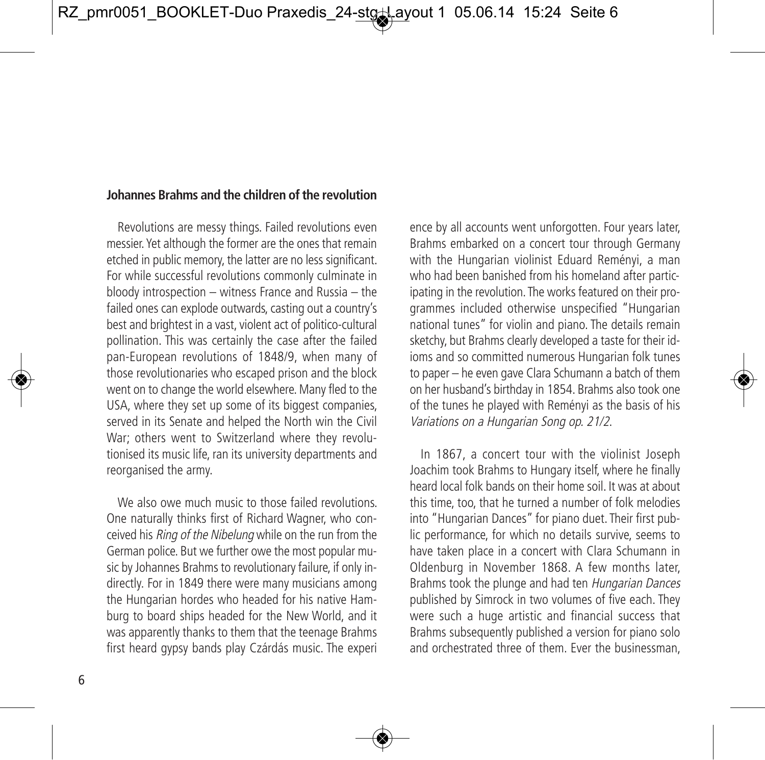**Johannes Brahms and the children of the revolution**

Revolutions are messy things. Failed revolutions even messier. Yet although the former are the ones that remain etched in public memory, the latter are no less significant. For while successful revolutions commonly culminate in bloody introspection – witness France and Russia – the failed ones can explode outwards, casting out a country's best and brightest in a vast, violent act of politico-cultural pollination. This was certainly the case after the failed pan-European revolutions of 1848/9, when many of those revolutionaries who escaped prison and the block went on to change the world elsewhere. Many fled to the USA, where they set up some of its biggest companies, served in its Senate and helped the North win the Civil War; others went to Switzerland where they revolutionised its music life, ran its university departments and reorganised the army.

We also owe much music to those failed revolutions. One naturally thinks first of Richard Wagner, who conceived his *Ring of the Nibelung* while on the run from the German police. But we further owe the most popular music by Johannes Brahms to revolutionary failure, if only indirectly. For in 1849 there were many musicians among the Hungarian hordes who headed for his native Hamburg to board ships headed for the New World, and it was apparently thanks to them that the teenage Brahms first heard gypsy bands play Czárdás music. The experience by all accounts went unforgotten. Four years later, Brahms embarked on a concert tour through Germany with the Hungarian violinist Eduard Reményi, a man who had been banished from his homeland after participating in the revolution. The works featured on their programmes included otherwise unspecified "Hungarian national tunes" for violin and piano. The details remain sketchy, but Brahms clearly developed a taste for their idioms and so committed numerous Hungarian folk tunes to paper – he even gave Clara Schumann a batch of them on her husband's birthday in 1854. Brahms also took one of the tunes he played with Reményi as the basis of his *Variations on a Hungarian Song op. 21/2*.

In 1867, a concert tour with the violinist Joseph Joachim took Brahms to Hungary itself, where he finally heard local folk bands on their home soil. It was at about this time, too, that he turned a number of folk melodies into "Hungarian Dances" for piano duet. Their first public performance, for which no details survive, seems to have taken place in a concert with Clara Schumann in Oldenburg in November 1868. A few months later, Brahms took the plunge and had ten *Hungarian Dances* published by Simrock in two volumes of five each. They were such a huge artistic and financial success that Brahms subsequently published a version for piano solo and orchestrated three of them. Ever the businessman,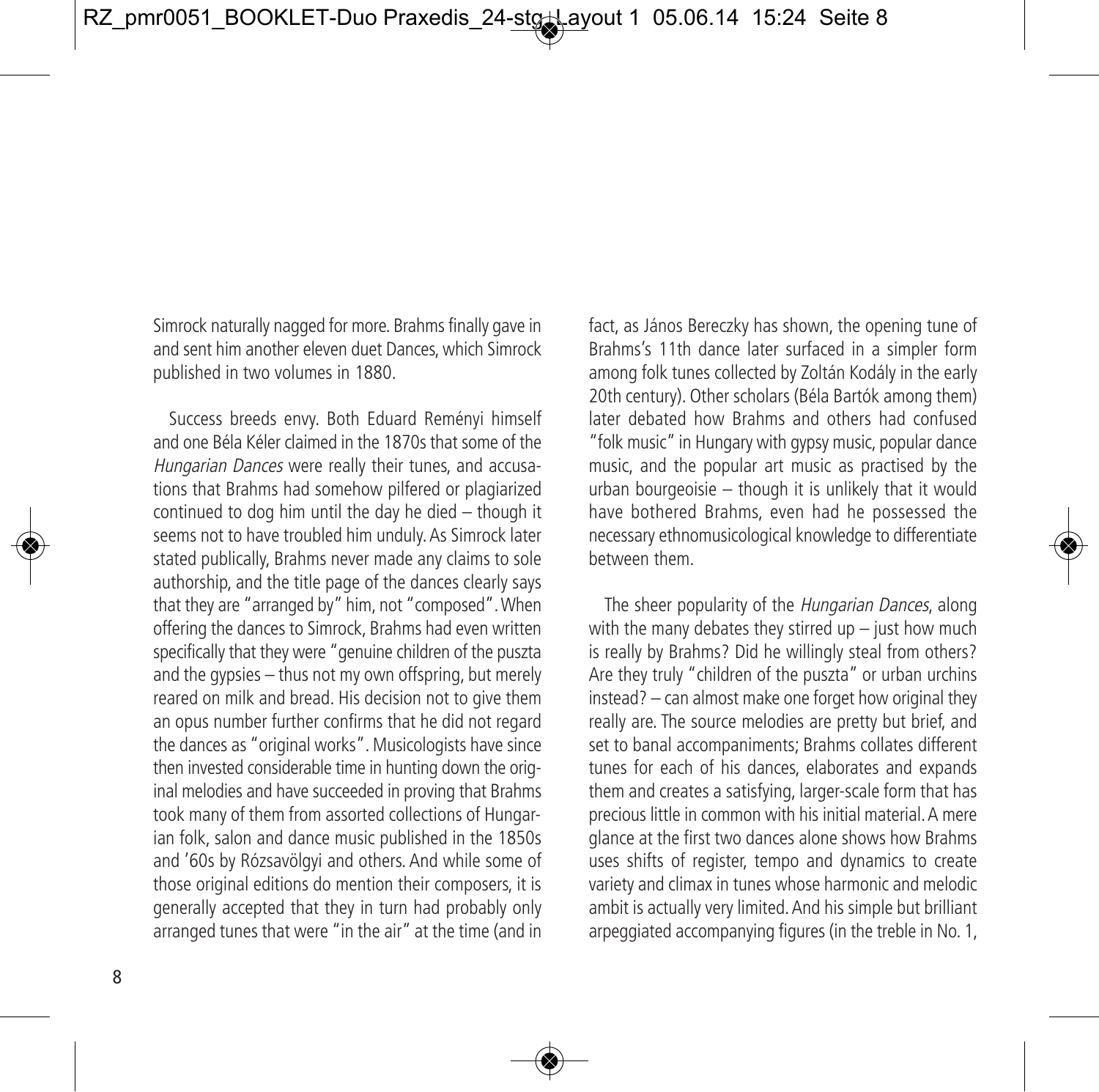Simrock naturally nagged for more. Brahms finally gave in and sent him another eleven duet Dances, which Simrock published in two volumes in 1880.

Success breeds envy. Both Eduard Reményi himself and one Béla Kéler claimed in the 1870s that some of the *Hungarian Dances* were really their tunes, and accusations that Brahms had somehow pilfered or plagiarized continued to dog him until the day he died – though it seems not to have troubled him unduly. As Simrock later stated publically, Brahms never made any claims to sole authorship, and the title page of the dances clearly says that they are "arranged by" him, not "composed". When offering the dances to Simrock, Brahms had even written specifically that they were "genuine children of the puszta and the gypsies – thus not my own offspring, but merely reared on milk and bread. His decision not to give them an opus number further confirms that he did not regard the dances as "original works". Musicologists have since then invested considerable time in hunting down the original melodies and have succeeded in proving that Brahms took many of them from assorted collections of Hungarian folk, salon and dance music published in the 1850s and '60s by Rózsavölgyi and others. And while some of those original editions do mention their composers, it is generally accepted that they in turn had probably only arranged tunes that were "in the air" at the time (and in fact, as János Bereczky has shown, the opening tune of Brahms's 11th dance later surfaced in a simpler form among folk tunes collected by Zoltán Kodály in the early 20th century). Other scholars (Béla Bartók among them) later debated how Brahms and others had confused "folk music" in Hungary with gypsy music, popular dance music, and the popular art music as practised by the urban bourgeoisie – though it is unlikely that it would have bothered Brahms, even had he possessed the necessary ethnomusicological knowledge to differentiate between them.

The sheer popularity of the *Hungarian Dances*, along with the many debates they stirred up – just how much is really by Brahms? Did he willingly steal from others? Are they truly "children of the puszta" or urban urchins instead? – can almost make one forget how original they really are. The source melodies are pretty but brief, and set to banal accompaniments; Brahms collates different tunes for each of his dances, elaborates and expands them and creates a satisfying, larger-scale form that has precious little in common with his initial material. A mere glance at the first two dances alone shows how Brahms uses shifts of register, tempo and dynamics to create variety and climax in tunes whose harmonic and melodic ambit is actually very limited. And his simple but brilliant arpeggiated accompanying figures (in the treble in No. 1,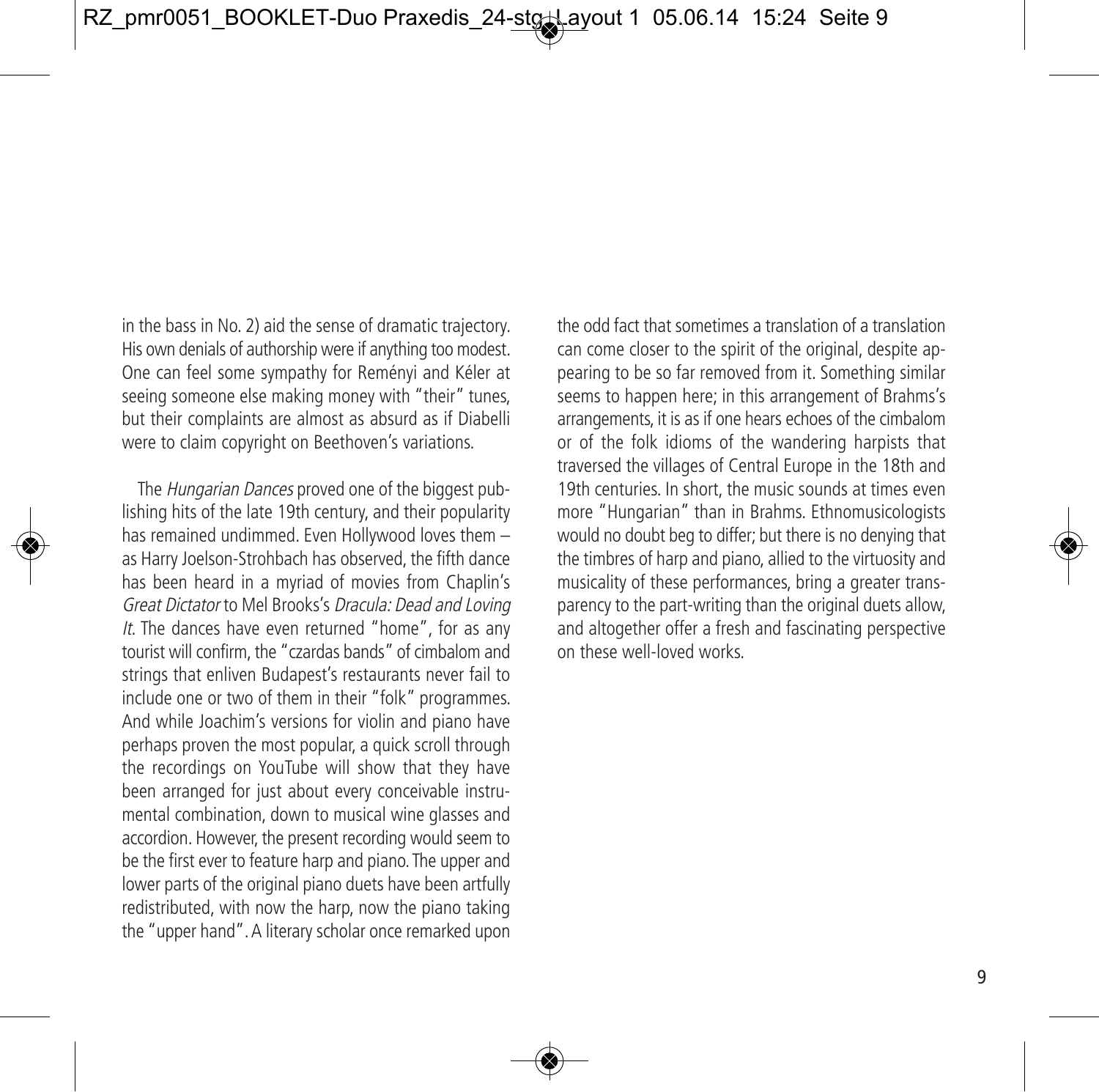in the bass in No. 2) aid the sense of dramatic trajectory. His own denials of authorship were if anything too modest. One can feel some sympathy for Reményi and Kéler at seeing someone else making money with "their" tunes, but their complaints are almost as absurd as if Diabelli were to claim copyright on Beethoven's variations.

The *Hungarian Dances* proved one of the biggest publishing hits of the late 19th century, and their popularity has remained undimmed. Even Hollywood loves them – as Harry Joelson-Strohbach has observed, the fifth dance has been heard in a myriad of movies from Chaplin's *Great Dictator* to Mel Brooks's *Dracula: Dead and Loving It*. The dances have even returned "home", for as any tourist will confirm, the "czardas bands" of cimbalom and strings that enliven Budapest's restaurants never fail to include one or two of them in their "folk" programmes. And while Joachim's versions for violin and piano have perhaps proven the most popular, a quick scroll through the recordings on YouTube will show that they have been arranged for just about every conceivable instrumental combination, down to musical wine glasses and accordion. However, the present recording would seem to be the first ever to feature harp and piano. The upper and lower parts of the original piano duets have been artfully redistributed, with now the harp, now the piano taking the "upper hand". A literary scholar once remarked upon the odd fact that sometimes a translation of a translation can come closer to the spirit of the original, despite appearing to be so far removed from it. Something similar seems to happen here; in this arrangement of Brahms's arrangements, it is as if one hears echoes of the cimbalom or of the folk idioms of the wandering harpists that traversed the villages of Central Europe in the 18th and 19th centuries. In short, the music sounds at times even more "Hungarian" than in Brahms. Ethnomusicologists would no doubt beg to differ; but there is no denying that the timbres of harp and piano, allied to the virtuosity and musicality of these performances, bring a greater transparency to the part-writing than the original duets allow, and altogether offer a fresh and fascinating perspective on these well-loved works.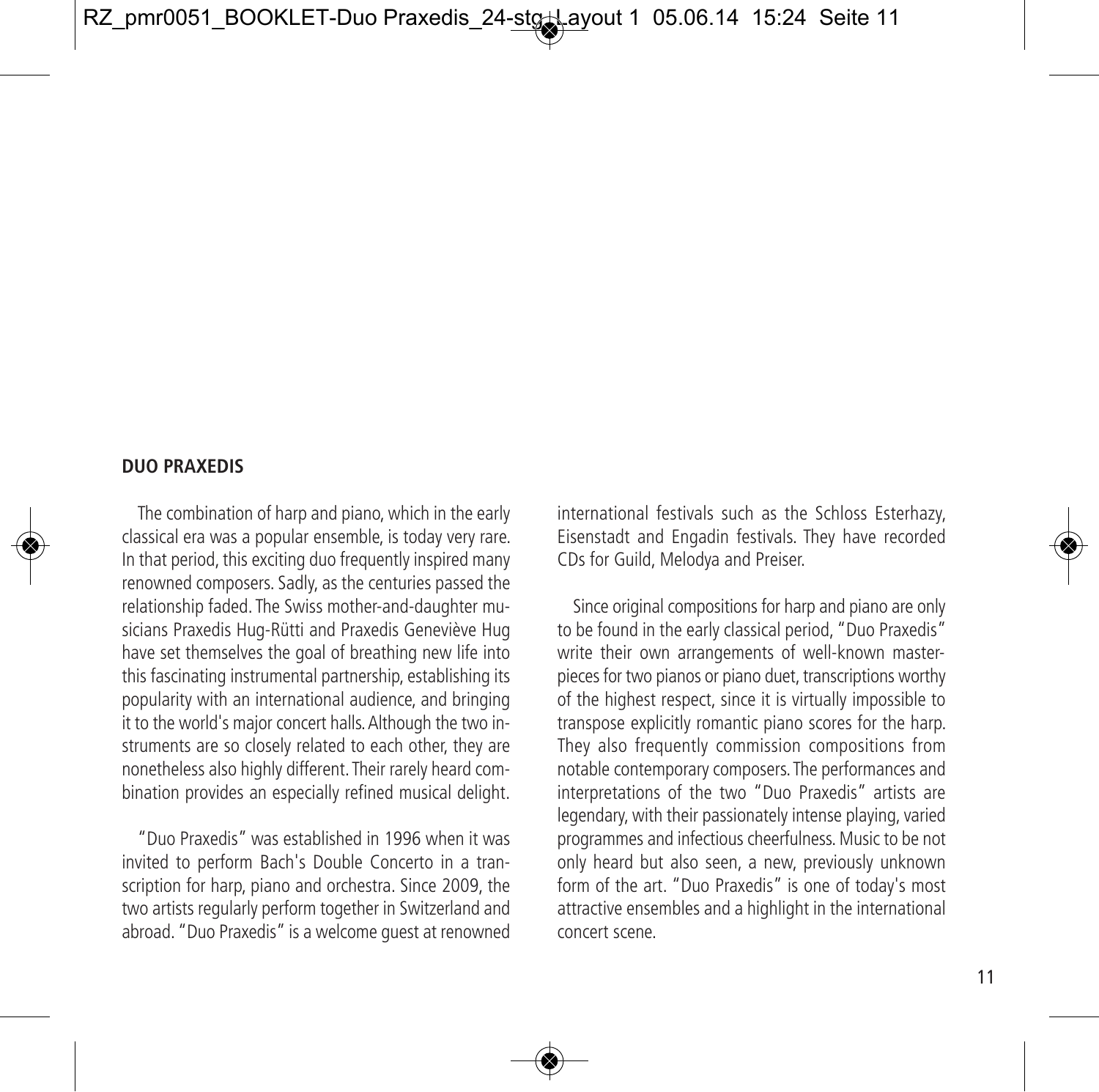## DUO PRAXEDIS

The combination of harp and piano, which in the early classical era was a popular ensemble, is today very rare. In that period, this exciting duo frequently inspired many renowned composers. Sadly, as the centuries passed the relationship faded. The Swiss mother-and-daughter musicians Praxedis Hug-Rütti and Praxedis Geneviève Hug have set themselves the goal of breathing new life into this fascinating instrumental partnership, establishing its popularity with an international audience, and bringing it to the world's major concert halls. Although the two instruments are so closely related to each other, they are nonetheless also highly different. Their rarely heard combination provides an especially refined musical delight.

"Duo Praxedis" was established in 1996 when it was invited to perform Bach's Double Concerto in a transcription for harp, piano and orchestra. Since 2009, the two artists regularly perform together in Switzerland and abroad. "Duo Praxedis" is a welcome guest at renowned international festivals such as the Schloss Esterhazy, Eisenstadt and Engadin festivals. They have recorded CDs for Guild, Melodya and Preiser.

Since original compositions for harp and piano are only to be found in the early classical period, "Duo Praxedis" write their own arrangements of well-known masterpieces for two pianos or piano duet, transcriptions worthy of the highest respect, since it is virtually impossible to transpose explicitly romantic piano scores for the harp. They also frequently commission compositions from notable contemporary composers. The performances and interpretations of the two "Duo Praxedis" artists are legendary, with their passionately intense playing, varied programmes and infectious cheerfulness. Music to be not only heard but also seen, a new, previously unknown form of the art. "Duo Praxedis" is one of today's most attractive ensembles and a highlight in the international concert scene.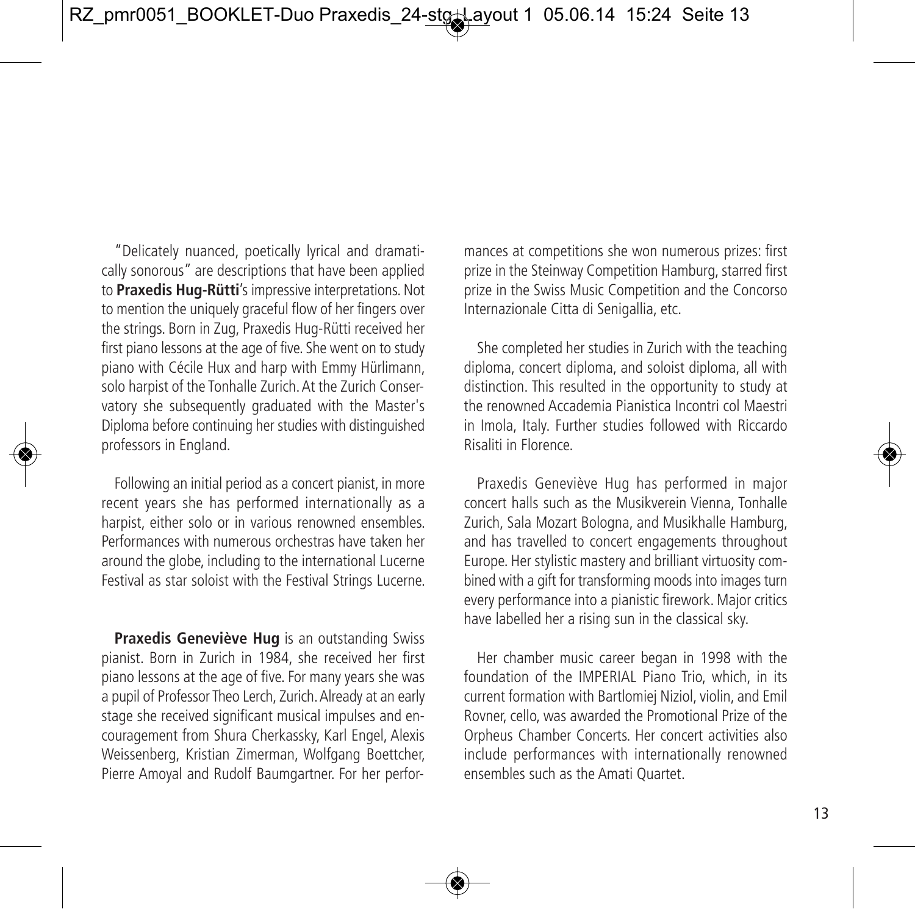"Delicately nuanced, poetically lyrical and dramatically sonorous" are descriptions that have been applied to **Praxedis Hug-Rütti**'s impressive interpretations. Not to mention the uniquely graceful flow of her fingers over the strings. Born in Zug, Praxedis Hug-Rütti received her first piano lessons at the age of five. She went on to study piano with Cécile Hux and harp with Emmy Hürlimann, solo harpist of the Tonhalle Zurich. At the Zurich Conservatory she subsequently graduated with the Master's Diploma before continuing her studies with distinguished professors in England.

Following an initial period as a concert pianist, in more recent years she has performed internationally as a harpist, either solo or in various renowned ensembles. Performances with numerous orchestras have taken her around the globe, including to the international Lucerne Festival as star soloist with the Festival Strings Lucerne.

**Praxedis Geneviève Hug** is an outstanding Swiss pianist. Born in Zurich in 1984, she received her first piano lessons at the age of five. For many years she was a pupil of Professor Theo Lerch, Zurich. Already at an early stage she received significant musical impulses and encouragement from Shura Cherkassky, Karl Engel, Alexis Weissenberg, Kristian Zimerman, Wolfgang Boettcher, Pierre Amoyal and Rudolf Baumgartner. For her performances at competitions she won numerous prizes: first prize in the Steinway Competition Hamburg, starred first prize in the Swiss Music Competition and the Concorso Internazionale Citta di Senigallia, etc.

She completed her studies in Zurich with the teaching diploma, concert diploma, and soloist diploma, all with distinction. This resulted in the opportunity to study at the renowned Accademia Pianistica Incontri col Maestri in Imola, Italy. Further studies followed with Riccardo Risaliti in Florence.

Praxedis Geneviève Hug has performed in major concert halls such as the Musikverein Vienna, Tonhalle Zurich, Sala Mozart Bologna, and Musikhalle Hamburg, and has travelled to concert engagements throughout Europe. Her stylistic mastery and brilliant virtuosity combined with a gift for transforming moods into images turn every performance into a pianistic firework. Major critics have labelled her a rising sun in the classical sky.

Her chamber music career began in 1998 with the foundation of the IMPERIAL Piano Trio, which, in its current formation with Bartlomiej Niziol, violin, and Emil Rovner, cello, was awarded the Promotional Prize of the Orpheus Chamber Concerts. Her concert activities also include performances with internationally renowned ensembles such as the Amati Quartet.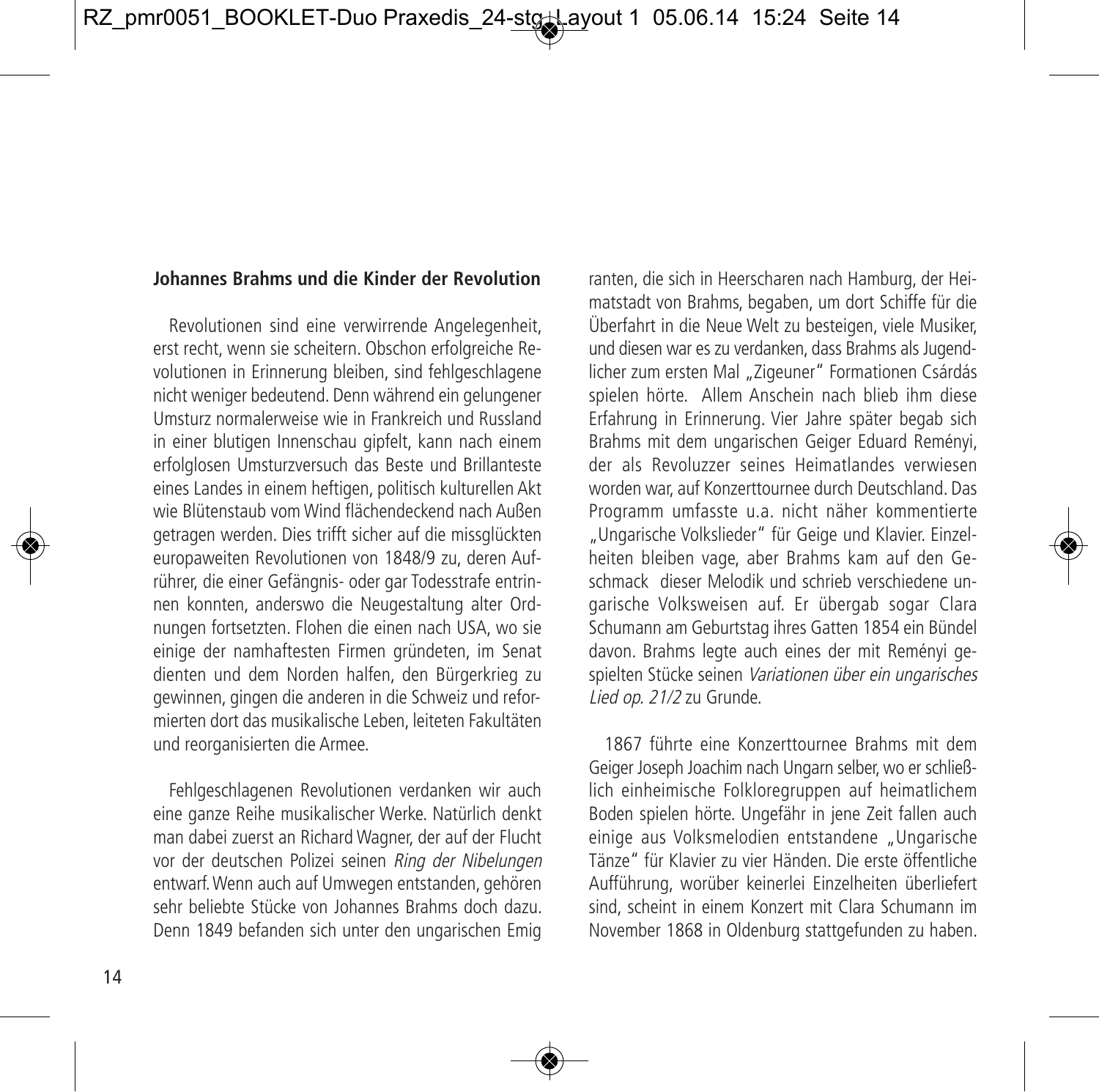**Johannes Brahms und die Kinder der Revolution**

Revolutionen sind eine verwirrende Angelegenheit, erst recht, wenn sie scheitern. Obschon erfolgreiche Revolutionen in Erinnerung bleiben, sind fehlgeschlagene nicht weniger bedeutend. Denn während ein gelungener Umsturz normalerweise wie in Frankreich und Russland in einer blutigen Innenschau gipfelt, kann nach einem erfolglosen Umsturzversuch das Beste und Brillanteste eines Landes in einem heftigen, politisch kulturellen Akt wie Blütenstaub vom Wind flächendeckend nach Außen getragen werden. Dies trifft sicher auf die missglückten europaweiten Revolutionen von 1848/9 zu, deren Aufrührer, die einer Gefängnis- oder gar Todesstrafe entrinnen konnten, anderswo die Neugestaltung alter Ordnungen fortsetzten. Flohen die einen nach USA, wo sie einige der namhaftesten Firmen gründeten, im Senat dienten und dem Norden halfen, den Bürgerkrieg zu gewinnen, gingen die anderen in die Schweiz und reformierten dort das musikalische Leben, leiteten Fakultäten und reorganisierten die Armee.

Fehlgeschlagenen Revolutionen verdanken wir auch eine ganze Reihe musikalischer Werke. Natürlich denkt man dabei zuerst an Richard Wagner, der auf der Flucht vor der deutschen Polizei seinen *Ring der Nibelungen* entwarf. Wenn auch auf Umwegen entstanden, gehören sehr beliebte Stücke von Johannes Brahms doch dazu. Denn 1849 befanden sich unter den ungarischen Emigranten, die sich in Heerscharen nach Hamburg, der Heimatstadt von Brahms, begaben, um dort Schiffe für die Überfahrt in die Neue Welt zu besteigen, viele Musiker, und diesen war es zu verdanken, dass Brahms als Jugendlicher zum ersten Mal „Zigeuner" Formationen Csárdás spielen hörte. Allem Anschein nach blieb ihm diese Erfahrung in Erinnerung. Vier Jahre später begab sich Brahms mit dem ungarischen Geiger Eduard Reményi, der als Revoluzzer seines Heimatlandes verwiesen worden war, auf Konzerttournee durch Deutschland. Das Programm umfasste u.a. nicht näher kommentierte „Ungarische Volkslieder" für Geige und Klavier. Einzelheiten bleiben vage, aber Brahms kam auf den Geschmack dieser Melodik und schrieb verschiedene ungarische Volksweisen auf. Er übergab sogar Clara Schumann am Geburtstag ihres Gatten 1854 ein Bündel davon. Brahms legte auch eines der mit Reményi gespielten Stücke seinen *Variationen über ein ungarisches Lied op. 21/2* zu Grunde.

1867 führte eine Konzerttournee Brahms mit dem Geiger Joseph Joachim nach Ungarn selber, wo er schließlich einheimische Folkloregruppen auf heimatlichem Boden spielen hörte. Ungefähr in jene Zeit fallen auch einige aus Volksmelodien entstandene „Ungarische Tänze" für Klavier zu vier Händen. Die erste öffentliche Aufführung, worüber keinerlei Einzelheiten überliefert sind, scheint in einem Konzert mit Clara Schumann im November 1868 in Oldenburg stattgefunden zu haben.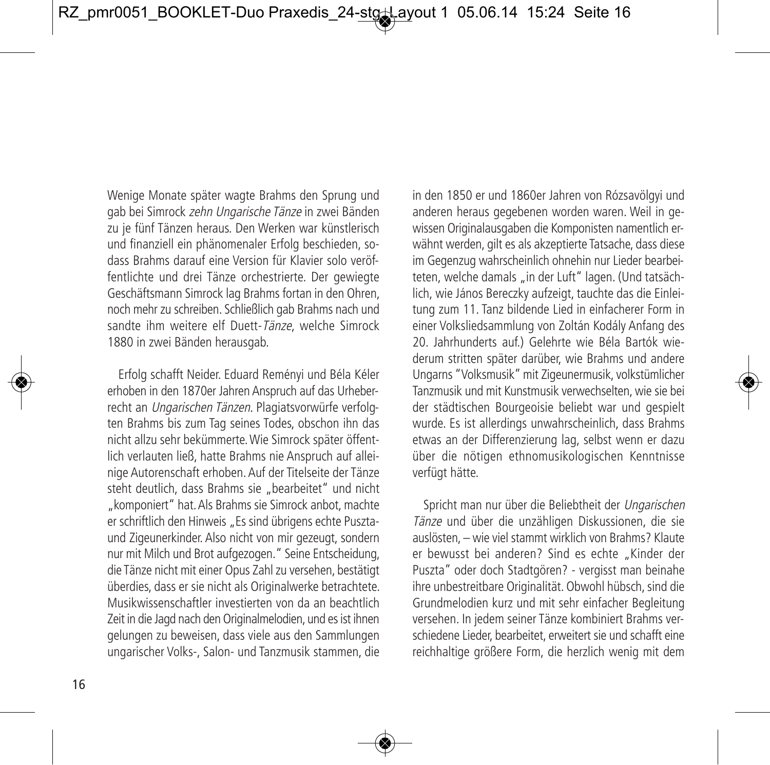Wenige Monate später wagte Brahms den Sprung und gab bei Simrock *zehn Ungarische Tänze* in zwei Bänden zu je fünf Tänzen heraus. Den Werken war künstlerisch und finanziell ein phänomenaler Erfolg beschieden, sodass Brahms darauf eine Version für Klavier solo veröffentlichte und drei Tänze orchestrierte. Der gewiegte Geschäftsmann Simrock lag Brahms fortan in den Ohren, noch mehr zu schreiben. Schließlich gab Brahms nach und sandte ihm weitere elf Duett-*Tänze*, welche Simrock 1880 in zwei Bänden herausgab.

Erfolg schafft Neider. Eduard Reményi und Béla Kéler erhoben in den 1870er Jahren Anspruch auf das Urheberrecht an *Ungarischen Tänzen*. Plagiatsvorwürfe verfolgten Brahms bis zum Tag seines Todes, obschon ihn das nicht allzu sehr bekümmerte. Wie Simrock später öffentlich verlauten ließ, hatte Brahms nie Anspruch auf alleinige Autorenschaft erhoben. Auf der Titelseite der Tänze steht deutlich, dass Brahms sie „bearbeitet" und nicht „komponiert" hat. Als Brahms sie Simrock anbot, machte er schriftlich den Hinweis „Es sind übrigens echte Puszta- und Zigeunerkinder. Also nicht von mir gezeugt, sondern nur mit Milch und Brot aufgezogen." Seine Entscheidung, die Tänze nicht mit einer Opus Zahl zu versehen, bestätigt überdies, dass er sie nicht als Originalwerke betrachtete. Musikwissenschaftler investierten von da an beachtlich Zeit in die Jagd nach den Originalmelodien, und es ist ihnen gelungen zu beweisen, dass viele aus den Sammlungen ungarischer Volks-, Salon- und Tanzmusik stammen, die in den 1850 er und 1860er Jahren von Rózsavölgyi und anderen heraus gegebenen worden waren. Weil in gewissen Originalausgaben die Komponisten namentlich erwähnt werden, gilt es als akzeptierte Tatsache, dass diese im Gegenzug wahrscheinlich ohnehin nur Lieder bearbeiteten, welche damals „in der Luft" lagen. (Und tatsächlich, wie János Bereczky aufzeigt, tauchte das die Einleitung zum 11. Tanz bildende Lied in einfacherer Form in einer Volksliedsammlung von Zoltán Kodály Anfang des 20. Jahrhunderts auf.) Gelehrte wie Béla Bartók wiederum stritten später darüber, wie Brahms und andere Ungarns "Volksmusik" mit Zigeunermusik, volkstümlicher Tanzmusik und mit Kunstmusik verwechselten, wie sie bei der städtischen Bourgeoisie beliebt war und gespielt wurde. Es ist allerdings unwahrscheinlich, dass Brahms etwas an der Differenzierung lag, selbst wenn er dazu über die nötigen ethnomusikologischen Kenntnisse verfügt hätte.

Spricht man nur über die Beliebtheit der *Ungarischen Tänze* und über die unzähligen Diskussionen, die sie auslösten, – wie viel stammt wirklich von Brahms? Klaute er bewusst bei anderen? Sind es echte „Kinder der Puszta" oder doch Stadtgören? - vergisst man beinahe ihre unbestreitbare Originalität. Obwohl hübsch, sind die Grundmelodien kurz und mit sehr einfacher Begleitung versehen. In jedem seiner Tänze kombiniert Brahms verschiedene Lieder, bearbeitet, erweitert sie und schafft eine reichhaltige größere Form, die herzlich wenig mit dem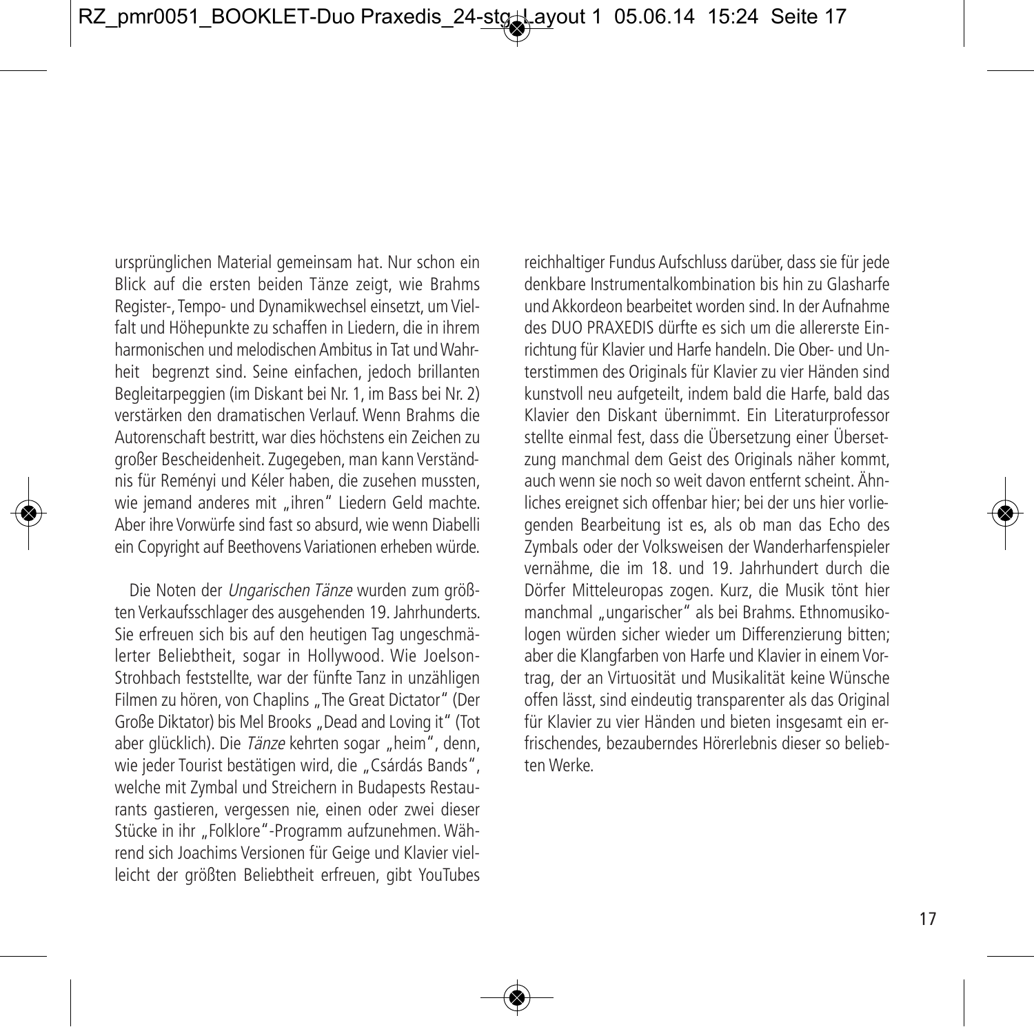ursprünglichen Material gemeinsam hat. Nur schon ein Blick auf die ersten beiden Tänze zeigt, wie Brahms Register-, Tempo- und Dynamikwechsel einsetzt, um Vielfalt und Höhepunkte zu schaffen in Liedern, die in ihrem harmonischen und melodischen Ambitus in Tat und Wahrheit begrenzt sind. Seine einfachen, jedoch brillanten Begleitarpeggien (im Diskant bei Nr. 1, im Bass bei Nr. 2) verstärken den dramatischen Verlauf. Wenn Brahms die Autorenschaft bestritt, war dies höchstens ein Zeichen zu großer Bescheidenheit. Zugegeben, man kann Verständnis für Reményi und Kéler haben, die zusehen mussten, wie jemand anderes mit „ihren" Liedern Geld machte. Aber ihre Vorwürfe sind fast so absurd, wie wenn Diabelli ein Copyright auf Beethovens Variationen erheben würde.

Die Noten der *Ungarischen Tänze* wurden zum größten Verkaufsschlager des ausgehenden 19. Jahrhunderts. Sie erfreuen sich bis auf den heutigen Tag ungeschmälerter Beliebtheit, sogar in Hollywood. Wie Joelson-Strohbach feststellte, war der fünfte Tanz in unzähligen Filmen zu hören, von Chaplins „The Great Dictator" (Der Große Diktator) bis Mel Brooks „Dead and Loving it" (Tot aber glücklich). Die *Tänze* kehrten sogar „heim", denn, wie jeder Tourist bestätigen wird, die „Csárdás Bands", welche mit Zymbal und Streichern in Budapests Restaurants gastieren, vergessen nie, einen oder zwei dieser Stücke in ihr „Folklore"-Programm aufzunehmen. Während sich Joachims Versionen für Geige und Klavier vielleicht der größten Beliebtheit erfreuen, gibt YouTubes reichhaltiger Fundus Aufschluss darüber, dass sie für jede denkbare Instrumentalkombination bis hin zu Glasharfe und Akkordeon bearbeitet worden sind. In der Aufnahme des DUO PRAXEDIS dürfte es sich um die allererste Einrichtung für Klavier und Harfe handeln. Die Ober- und Unterstimmen des Originals für Klavier zu vier Händen sind kunstvoll neu aufgeteilt, indem bald die Harfe, bald das Klavier den Diskant übernimmt. Ein Literaturprofessor stellte einmal fest, dass die Übersetzung einer Übersetzung manchmal dem Geist des Originals näher kommt, auch wenn sie noch so weit davon entfernt scheint. Ähnliches ereignet sich offenbar hier; bei der uns hier vorliegenden Bearbeitung ist es, als ob man das Echo des Zymbals oder der Volksweisen der Wanderharfenspieler vernähme, die im 18. und 19. Jahrhundert durch die Dörfer Mitteleuropas zogen. Kurz, die Musik tönt hier manchmal „ungarischer" als bei Brahms. Ethnomusikologen würden sicher wieder um Differenzierung bitten; aber die Klangfarben von Harfe und Klavier in einem Vortrag, der an Virtuosität und Musikalität keine Wünsche offen lässt, sind eindeutig transparenter als das Original für Klavier zu vier Händen und bieten insgesamt ein erfrischendes, bezauberndes Hörerlebnis dieser so beliebten Werke.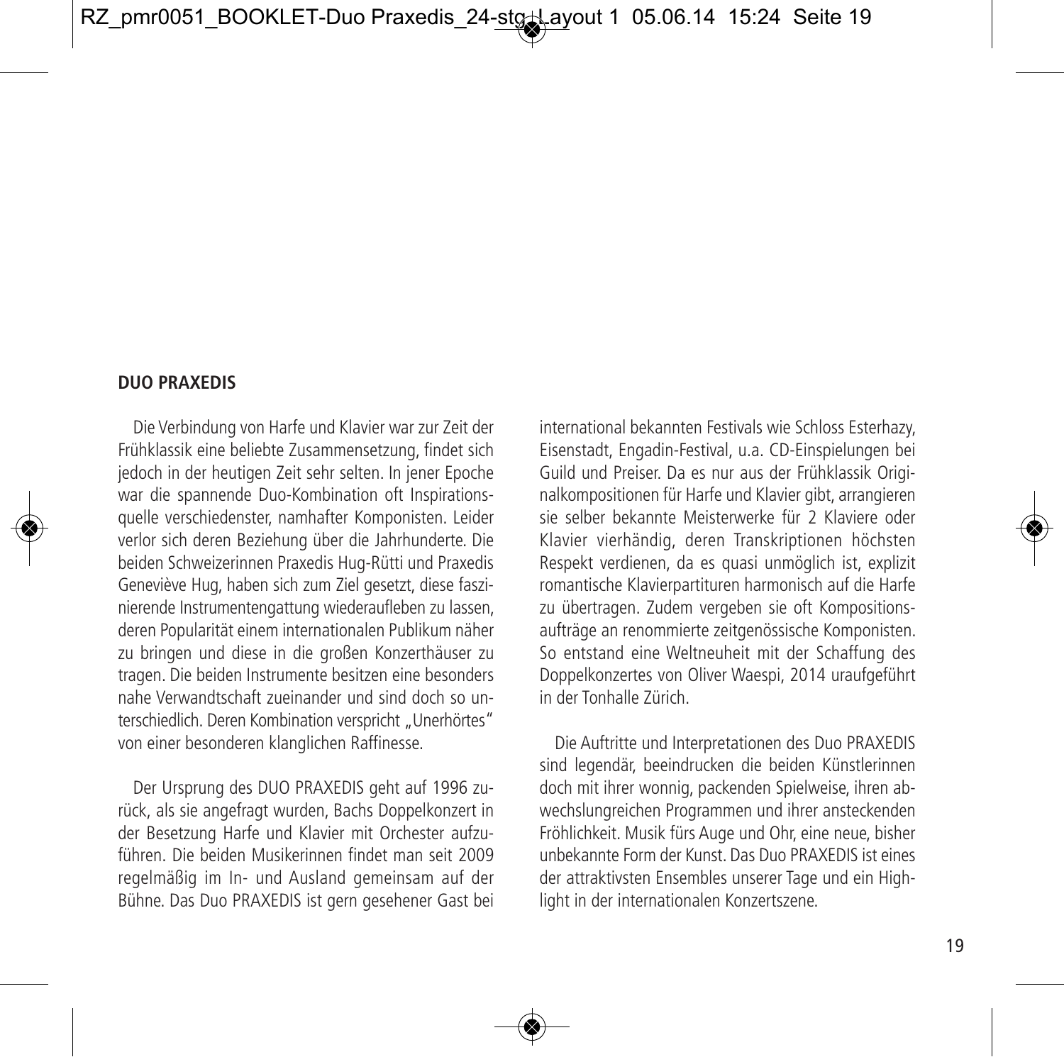**DUO PRAXEDIS**

Die Verbindung von Harfe und Klavier war zur Zeit der Frühklassik eine beliebte Zusammensetzung, findet sich jedoch in der heutigen Zeit sehr selten. In jener Epoche war die spannende Duo-Kombination oft Inspirationsquelle verschiedenster, namhafter Komponisten. Leider verlor sich deren Beziehung über die Jahrhunderte. Die beiden Schweizerinnen Praxedis Hug-Rütti und Praxedis Geneviève Hug, haben sich zum Ziel gesetzt, diese faszinierende Instrumentengattung wiederaufleben zu lassen, deren Popularität einem internationalen Publikum näher zu bringen und diese in die großen Konzerthäuser zu tragen. Die beiden Instrumente besitzen eine besonders nahe Verwandtschaft zueinander und sind doch so unterschiedlich. Deren Kombination verspricht „Unerhörtes" von einer besonderen klanglichen Raffinesse.

Der Ursprung des DUO PRAXEDIS geht auf 1996 zurück, als sie angefragt wurden, Bachs Doppelkonzert in der Besetzung Harfe und Klavier mit Orchester aufzuführen. Die beiden Musikerinnen findet man seit 2009 regelmäßig im In- und Ausland gemeinsam auf der Bühne. Das Duo PRAXEDIS ist gern gesehener Gast bei international bekannten Festivals wie Schloss Esterhazy, Eisenstadt, Engadin-Festival, u.a. CD-Einspielungen bei Guild und Preiser. Da es nur aus der Frühklassik Originalkompositionen für Harfe und Klavier gibt, arrangieren sie selber bekannte Meisterwerke für 2 Klaviere oder Klavier vierhändig, deren Transkriptionen höchsten Respekt verdienen, da es quasi unmöglich ist, explizit romantische Klavierpartituren harmonisch auf die Harfe zu übertragen. Zudem vergeben sie oft Kompositionsaufträge an renommierte zeitgenössische Komponisten. So entstand eine Weltneuheit mit der Schaffung des Doppelkonzertes von Oliver Waespi, 2014 uraufgeführt in der Tonhalle Zürich.

Die Auftritte und Interpretationen des Duo PRAXEDIS sind legendär, beeindrucken die beiden Künstlerinnen doch mit ihrer wonnig, packenden Spielweise, ihren abwechslungreichen Programmen und ihrer ansteckenden Fröhlichkeit. Musik fürs Auge und Ohr, eine neue, bisher unbekannte Form der Kunst. Das Duo PRAXEDIS ist eines der attraktivsten Ensembles unserer Tage und ein Highlight in der internationalen Konzertszene.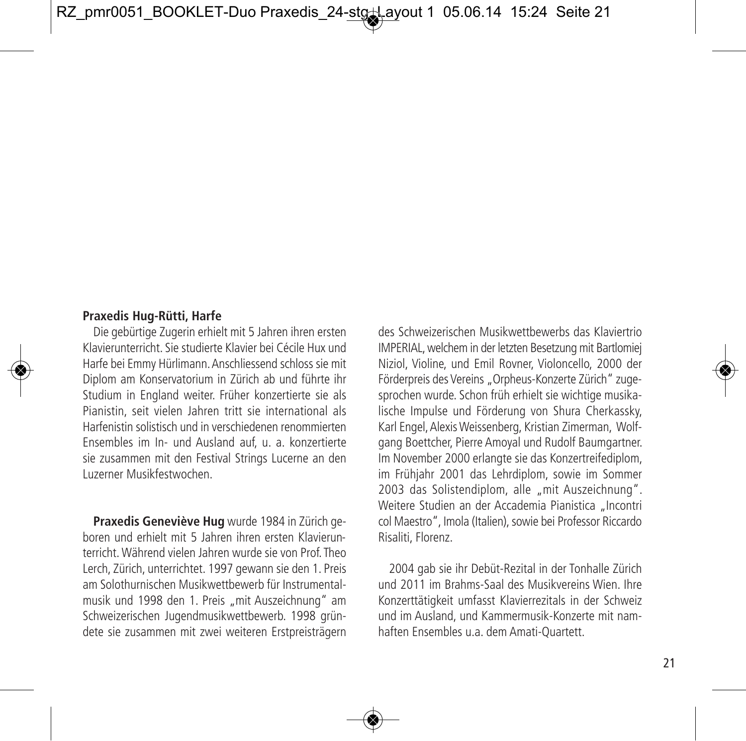**Praxedis Hug-Rütti, Harfe**

Die gebürtige Zugerin erhielt mit 5 Jahren ihren ersten Klavierunterricht. Sie studierte Klavier bei Cécile Hux und Harfe bei Emmy Hürlimann. Anschliessend schloss sie mit Diplom am Konservatorium in Zürich ab und führte ihr Studium in England weiter. Früher konzertierte sie als Pianistin, seit vielen Jahren tritt sie international als Harfenistin solistisch und in verschiedenen renommierten Ensembles im In- und Ausland auf, u. a. konzertierte sie zusammen mit den Festival Strings Lucerne an den Luzerner Musikfestwochen.

**Praxedis Geneviève Hug** wurde 1984 in Zürich geboren und erhielt mit 5 Jahren ihren ersten Klavierunterricht. Während vielen Jahren wurde sie von Prof. Theo Lerch, Zürich, unterrichtet. 1997 gewann sie den 1. Preis am Solothurnischen Musikwettbewerb für Instrumentalmusik und 1998 den 1. Preis „mit Auszeichnung" am Schweizerischen Jugendmusikwettbewerb. 1998 gründete sie zusammen mit zwei weiteren Erstpreisträgern des Schweizerischen Musikwettbewerbs das Klaviertrio IMPERIAL, welchem in der letzten Besetzung mit Bartlomiej Niziol, Violine, und Emil Rovner, Violoncello, 2000 der Förderpreis des Vereins „Orpheus-Konzerte Zürich" zugesprochen wurde. Schon früh erhielt sie wichtige musikalische Impulse und Förderung von Shura Cherkassky, Karl Engel, Alexis Weissenberg, Kristian Zimerman, Wolfgang Boettcher, Pierre Amoyal und Rudolf Baumgartner. Im November 2000 erlangte sie das Konzertreifediplom, im Frühjahr 2001 das Lehrdiplom, sowie im Sommer 2003 das Solistendiplom, alle „mit Auszeichnung". Weitere Studien an der Accademia Pianistica „Incontri col Maestro", Imola (Italien), sowie bei Professor Riccardo Risaliti, Florenz.

2004 gab sie ihr Debüt-Rezital in der Tonhalle Zürich und 2011 im Brahms-Saal des Musikvereins Wien. Ihre Konzerttätigkeit umfasst Klavierrezitals in der Schweiz und im Ausland, und Kammermusik-Konzerte mit namhaften Ensembles u.a. dem Amati-Quartett.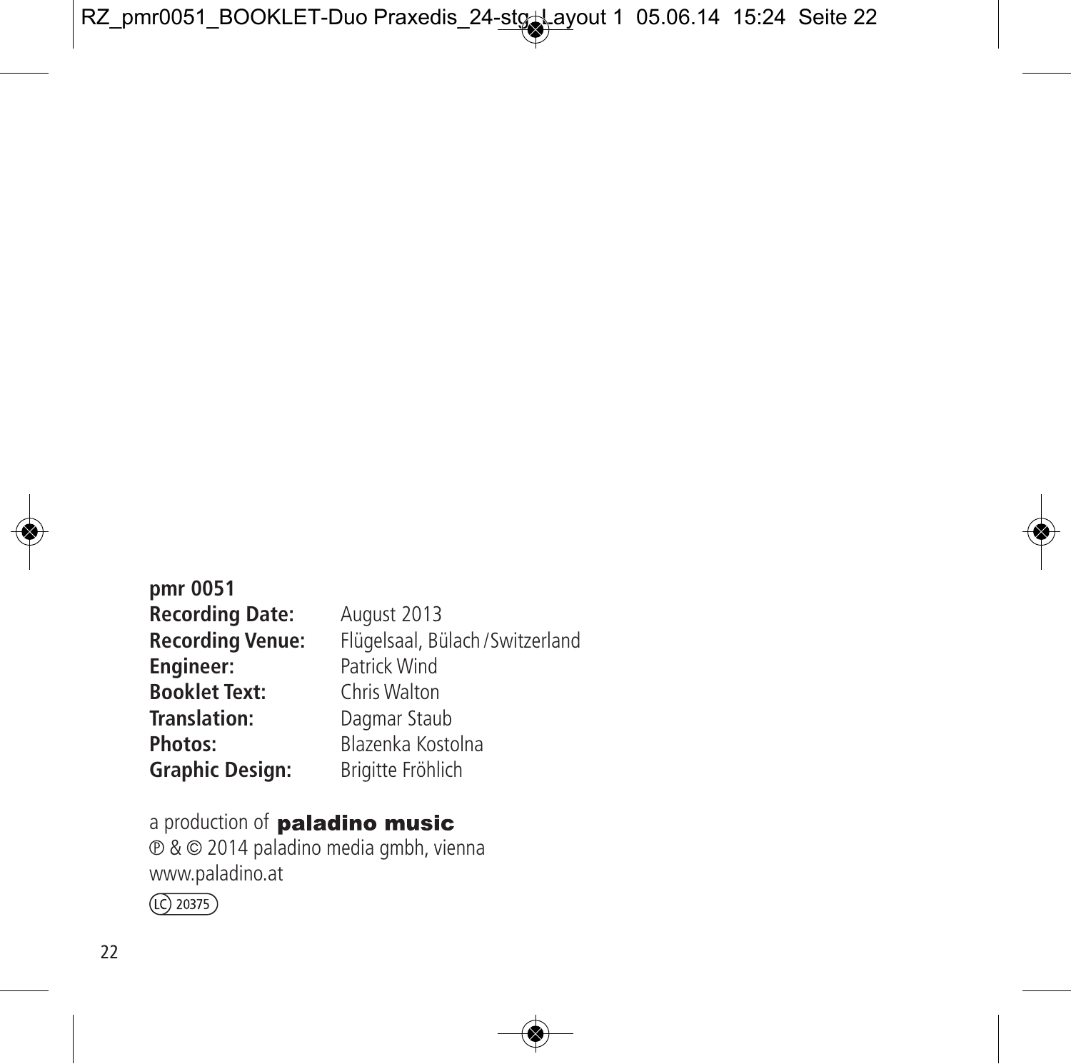**pmr 0051**

**Recording Date:** August 2013
**Recording Venue:** Flügelsaal, Bülach / Switzerland
**Engineer:** Patrick Wind
**Booklet Text:** Chris Walton
**Translation:** Dagmar Staub
**Photos:** Blazenka Kostolna
**Graphic Design:** Brigitte Fröhlich

a production of **paladino music**
℗ & © 2014 paladino media gmbh, vienna
www.paladino.at
LC 20375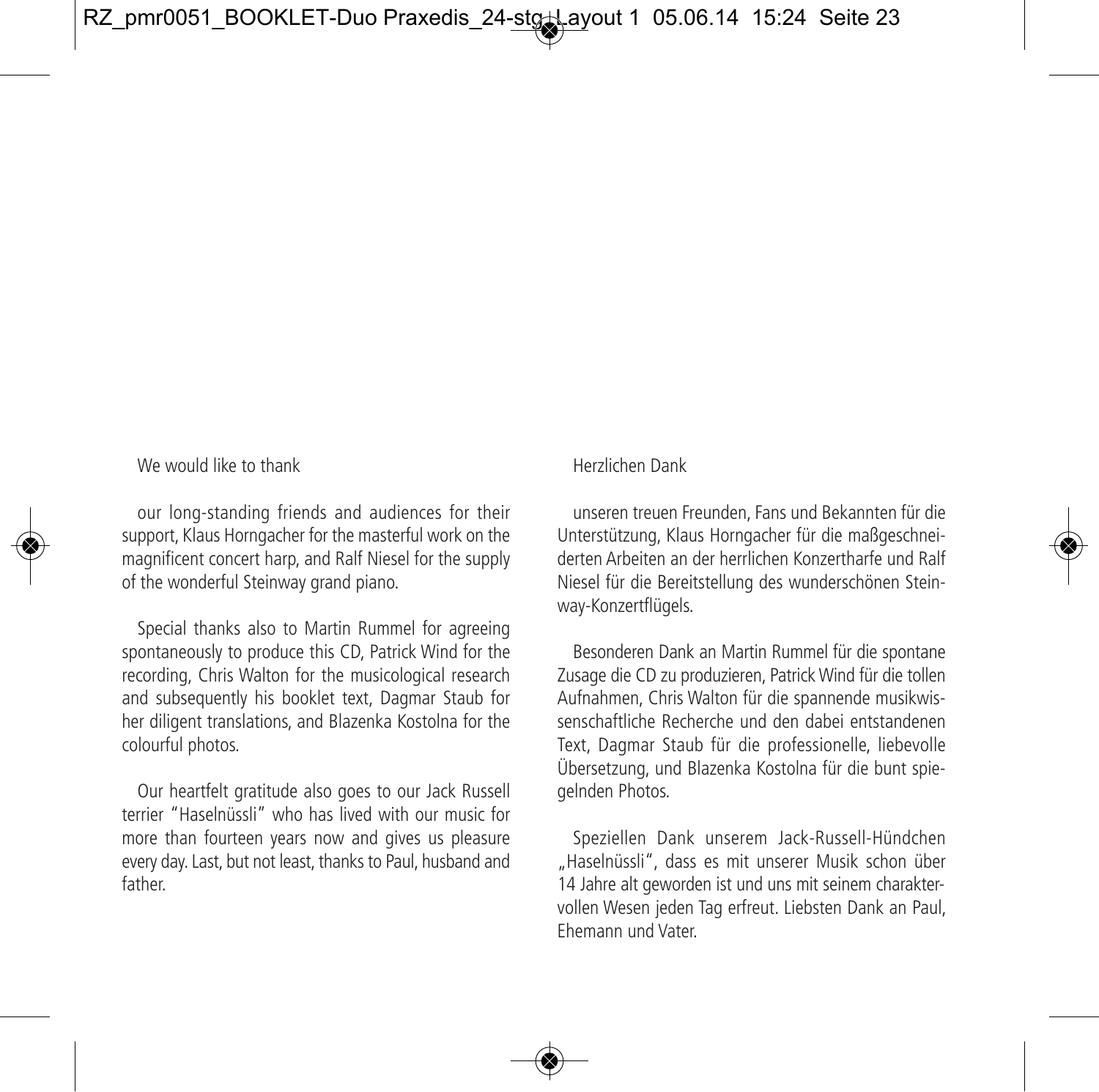We would like to thank

our long-standing friends and audiences for their support, Klaus Horngacher for the masterful work on the magnificent concert harp, and Ralf Niesel for the supply of the wonderful Steinway grand piano.

Special thanks also to Martin Rummel for agreeing spontaneously to produce this CD, Patrick Wind for the recording, Chris Walton for the musicological research and subsequently his booklet text, Dagmar Staub for her diligent translations, and Blazenka Kostolna for the colourful photos.

Our heartfelt gratitude also goes to our Jack Russell terrier "Haselnüssli" who has lived with our music for more than fourteen years now and gives us pleasure every day. Last, but not least, thanks to Paul, husband and father.

Herzlichen Dank

unseren treuen Freunden, Fans und Bekannten für die Unterstützung, Klaus Horngacher für die maßgeschneiderten Arbeiten an der herrlichen Konzertharfe und Ralf Niesel für die Bereitstellung des wunderschönen Steinway-Konzertflügels.

Besonderen Dank an Martin Rummel für die spontane Zusage die CD zu produzieren, Patrick Wind für die tollen Aufnahmen, Chris Walton für die spannende musikwissenschaftliche Recherche und den dabei entstandenen Text, Dagmar Staub für die professionelle, liebevolle Übersetzung, und Blazenka Kostolna für die bunt spiegelnden Photos.

Speziellen Dank unserem Jack-Russell-Hündchen „Haselnüssli", dass es mit unserer Musik schon über 14 Jahre alt geworden ist und uns mit seinem charaktervollen Wesen jeden Tag erfreut. Liebsten Dank an Paul, Ehemann und Vater.